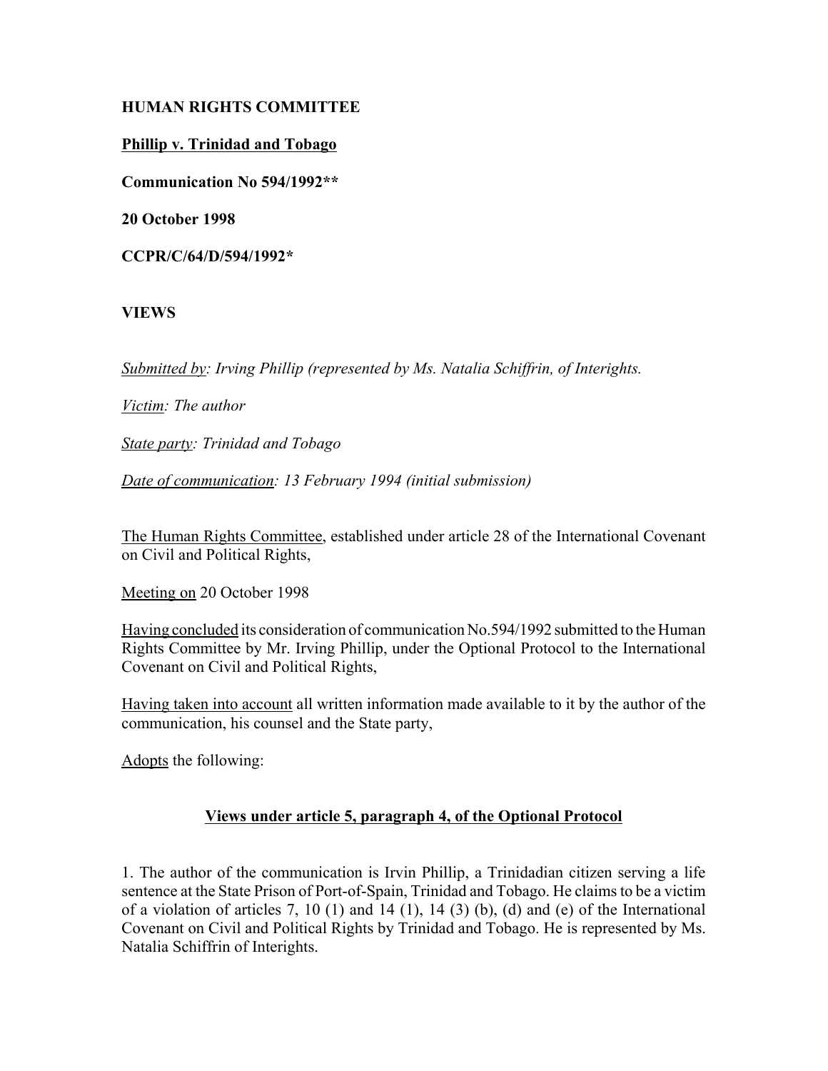**HUMAN RIGHTS COMMITTEE**

**Phillip v. Trinidad and Tobago**

**Communication No 594/1992****

**20 October 1998**

**CCPR/C/64/D/594/1992***

**VIEWS**

*Submitted by: Irving Phillip (represented by Ms. Natalia Schiffrin, of Interights.*

*Victim: The author*

*State party: Trinidad and Tobago*

*Date of communication: 13 February 1994 (initial submission)*

The Human Rights Committee, established under article 28 of the International Covenant on Civil and Political Rights,

Meeting on 20 October 1998

Having concluded its consideration of communication No.594/1992 submitted to the Human Rights Committee by Mr. Irving Phillip, under the Optional Protocol to the International Covenant on Civil and Political Rights,

Having taken into account all written information made available to it by the author of the communication, his counsel and the State party,

Adopts the following:

**Views under article 5, paragraph 4, of the Optional Protocol**

1. The author of the communication is Irvin Phillip, a Trinidadian citizen serving a life sentence at the State Prison of Port-of-Spain, Trinidad and Tobago. He claims to be a victim of a violation of articles 7, 10 (1) and 14 (1), 14 (3) (b), (d) and (e) of the International Covenant on Civil and Political Rights by Trinidad and Tobago. He is represented by Ms. Natalia Schiffrin of Interights.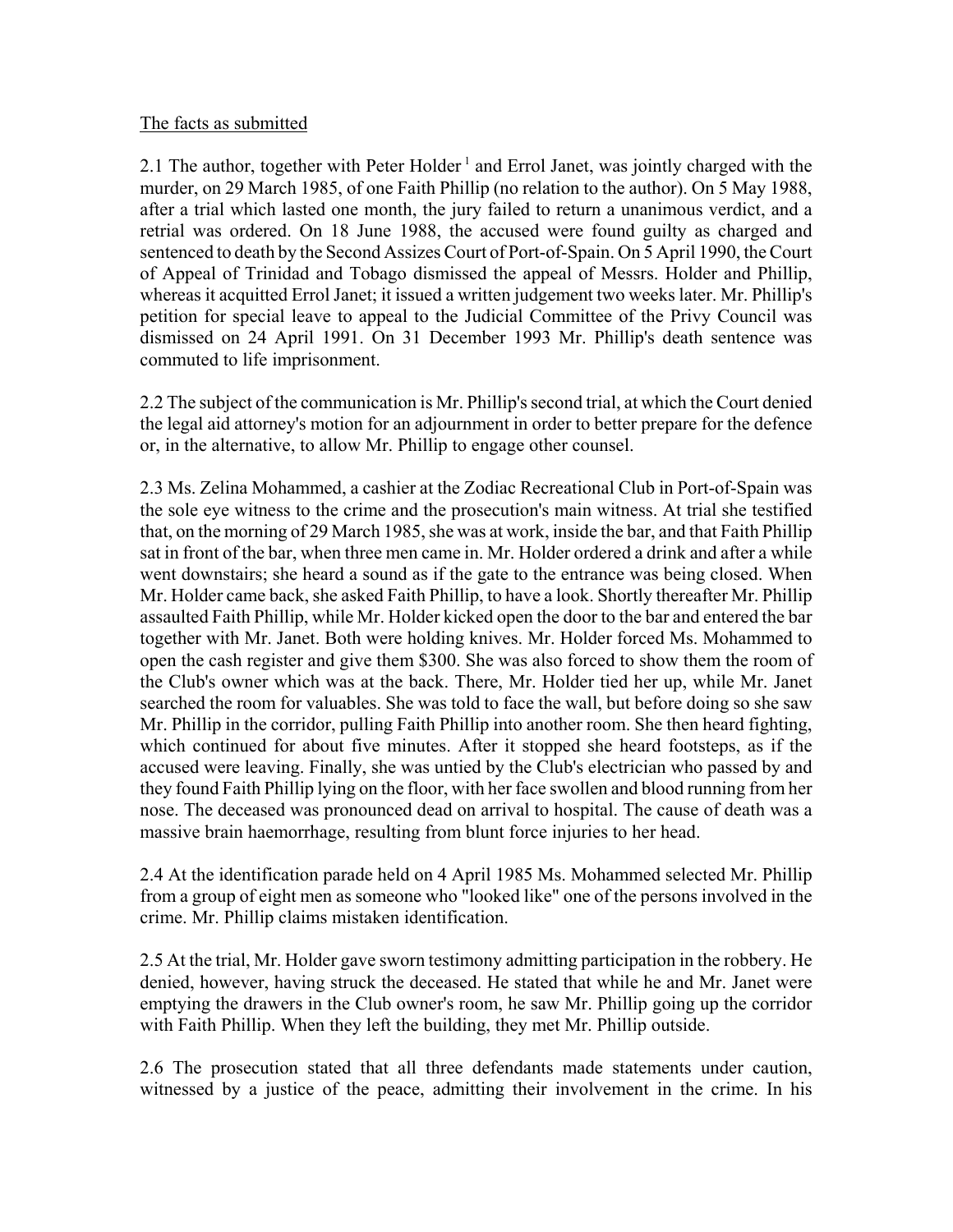The facts as submitted

2.1 The author, together with Peter Holder [1] and Errol Janet, was jointly charged with the murder, on 29 March 1985, of one Faith Phillip (no relation to the author). On 5 May 1988, after a trial which lasted one month, the jury failed to return a unanimous verdict, and a retrial was ordered. On 18 June 1988, the accused were found guilty as charged and sentenced to death by the Second Assizes Court of Port-of-Spain. On 5 April 1990, the Court of Appeal of Trinidad and Tobago dismissed the appeal of Messrs. Holder and Phillip, whereas it acquitted Errol Janet; it issued a written judgement two weeks later. Mr. Phillip's petition for special leave to appeal to the Judicial Committee of the Privy Council was dismissed on 24 April 1991. On 31 December 1993 Mr. Phillip's death sentence was commuted to life imprisonment.

2.2 The subject of the communication is Mr. Phillip's second trial, at which the Court denied the legal aid attorney's motion for an adjournment in order to better prepare for the defence or, in the alternative, to allow Mr. Phillip to engage other counsel.

2.3 Ms. Zelina Mohammed, a cashier at the Zodiac Recreational Club in Port-of-Spain was the sole eye witness to the crime and the prosecution's main witness. At trial she testified that, on the morning of 29 March 1985, she was at work, inside the bar, and that Faith Phillip sat in front of the bar, when three men came in. Mr. Holder ordered a drink and after a while went downstairs; she heard a sound as if the gate to the entrance was being closed. When Mr. Holder came back, she asked Faith Phillip, to have a look. Shortly thereafter Mr. Phillip assaulted Faith Phillip, while Mr. Holder kicked open the door to the bar and entered the bar together with Mr. Janet. Both were holding knives. Mr. Holder forced Ms. Mohammed to open the cash register and give them $300. She was also forced to show them the room of the Club's owner which was at the back. There, Mr. Holder tied her up, while Mr. Janet searched the room for valuables. She was told to face the wall, but before doing so she saw Mr. Phillip in the corridor, pulling Faith Phillip into another room. She then heard fighting, which continued for about five minutes. After it stopped she heard footsteps, as if the accused were leaving. Finally, she was untied by the Club's electrician who passed by and they found Faith Phillip lying on the floor, with her face swollen and blood running from her nose. The deceased was pronounced dead on arrival to hospital. The cause of death was a massive brain haemorrhage, resulting from blunt force injuries to her head.

2.4 At the identification parade held on 4 April 1985 Ms. Mohammed selected Mr. Phillip from a group of eight men as someone who "looked like" one of the persons involved in the crime. Mr. Phillip claims mistaken identification.

2.5 At the trial, Mr. Holder gave sworn testimony admitting participation in the robbery. He denied, however, having struck the deceased. He stated that while he and Mr. Janet were emptying the drawers in the Club owner's room, he saw Mr. Phillip going up the corridor with Faith Phillip. When they left the building, they met Mr. Phillip outside.

2.6 The prosecution stated that all three defendants made statements under caution, witnessed by a justice of the peace, admitting their involvement in the crime. In his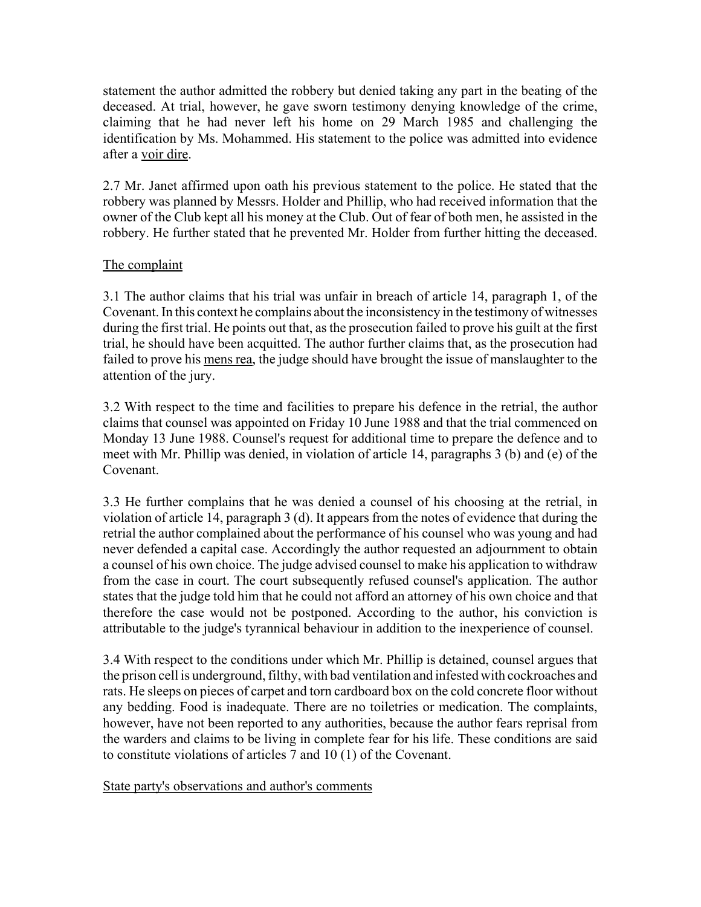statement the author admitted the robbery but denied taking any part in the beating of the deceased. At trial, however, he gave sworn testimony denying knowledge of the crime, claiming that he had never left his home on 29 March 1985 and challenging the identification by Ms. Mohammed. His statement to the police was admitted into evidence after a voir dire.

2.7 Mr. Janet affirmed upon oath his previous statement to the police. He stated that the robbery was planned by Messrs. Holder and Phillip, who had received information that the owner of the Club kept all his money at the Club. Out of fear of both men, he assisted in the robbery. He further stated that he prevented Mr. Holder from further hitting the deceased.

The complaint

3.1 The author claims that his trial was unfair in breach of article 14, paragraph 1, of the Covenant. In this context he complains about the inconsistency in the testimony of witnesses during the first trial. He points out that, as the prosecution failed to prove his guilt at the first trial, he should have been acquitted. The author further claims that, as the prosecution had failed to prove his mens rea, the judge should have brought the issue of manslaughter to the attention of the jury.

3.2 With respect to the time and facilities to prepare his defence in the retrial, the author claims that counsel was appointed on Friday 10 June 1988 and that the trial commenced on Monday 13 June 1988. Counsel's request for additional time to prepare the defence and to meet with Mr. Phillip was denied, in violation of article 14, paragraphs 3 (b) and (e) of the Covenant.

3.3 He further complains that he was denied a counsel of his choosing at the retrial, in violation of article 14, paragraph 3 (d). It appears from the notes of evidence that during the retrial the author complained about the performance of his counsel who was young and had never defended a capital case. Accordingly the author requested an adjournment to obtain a counsel of his own choice. The judge advised counsel to make his application to withdraw from the case in court. The court subsequently refused counsel's application. The author states that the judge told him that he could not afford an attorney of his own choice and that therefore the case would not be postponed. According to the author, his conviction is attributable to the judge's tyrannical behaviour in addition to the inexperience of counsel.

3.4 With respect to the conditions under which Mr. Phillip is detained, counsel argues that the prison cell is underground, filthy, with bad ventilation and infested with cockroaches and rats. He sleeps on pieces of carpet and torn cardboard box on the cold concrete floor without any bedding. Food is inadequate. There are no toiletries or medication. The complaints, however, have not been reported to any authorities, because the author fears reprisal from the warders and claims to be living in complete fear for his life. These conditions are said to constitute violations of articles 7 and 10 (1) of the Covenant.

State party's observations and author's comments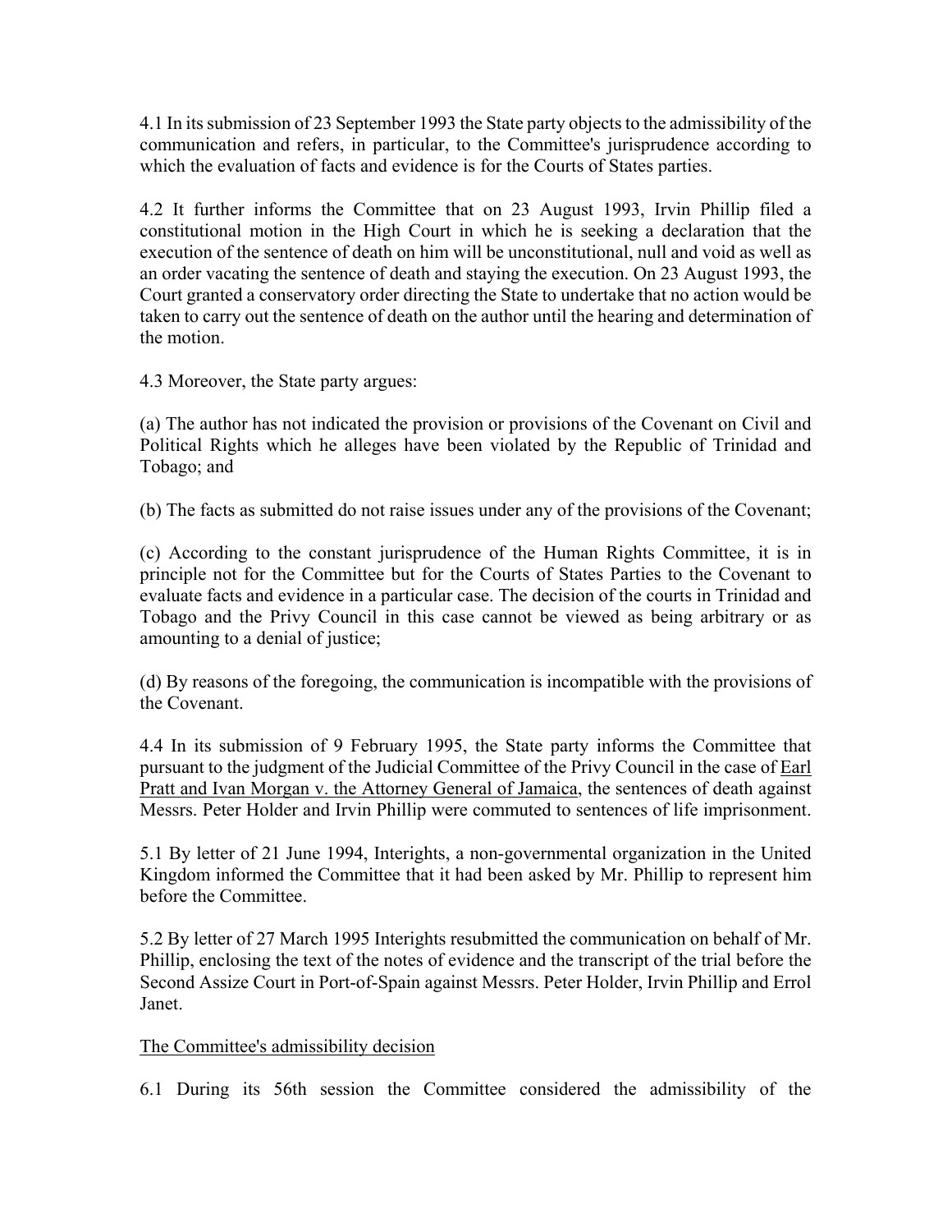4.1 In its submission of 23 September 1993 the State party objects to the admissibility of the communication and refers, in particular, to the Committee's jurisprudence according to which the evaluation of facts and evidence is for the Courts of States parties.

4.2 It further informs the Committee that on 23 August 1993, Irvin Phillip filed a constitutional motion in the High Court in which he is seeking a declaration that the execution of the sentence of death on him will be unconstitutional, null and void as well as an order vacating the sentence of death and staying the execution. On 23 August 1993, the Court granted a conservatory order directing the State to undertake that no action would be taken to carry out the sentence of death on the author until the hearing and determination of the motion.

4.3 Moreover, the State party argues:

(a) The author has not indicated the provision or provisions of the Covenant on Civil and Political Rights which he alleges have been violated by the Republic of Trinidad and Tobago; and

(b) The facts as submitted do not raise issues under any of the provisions of the Covenant;

(c) According to the constant jurisprudence of the Human Rights Committee, it is in principle not for the Committee but for the Courts of States Parties to the Covenant to evaluate facts and evidence in a particular case. The decision of the courts in Trinidad and Tobago and the Privy Council in this case cannot be viewed as being arbitrary or as amounting to a denial of justice;

(d) By reasons of the foregoing, the communication is incompatible with the provisions of the Covenant.

4.4 In its submission of 9 February 1995, the State party informs the Committee that pursuant to the judgment of the Judicial Committee of the Privy Council in the case of Earl Pratt and Ivan Morgan v. the Attorney General of Jamaica, the sentences of death against Messrs. Peter Holder and Irvin Phillip were commuted to sentences of life imprisonment.

5.1 By letter of 21 June 1994, Interights, a non-governmental organization in the United Kingdom informed the Committee that it had been asked by Mr. Phillip to represent him before the Committee.

5.2 By letter of 27 March 1995 Interights resubmitted the communication on behalf of Mr. Phillip, enclosing the text of the notes of evidence and the transcript of the trial before the Second Assize Court in Port-of-Spain against Messrs. Peter Holder, Irvin Phillip and Errol Janet.

## The Committee's admissibility decision

6.1 During its 56th session the Committee considered the admissibility of the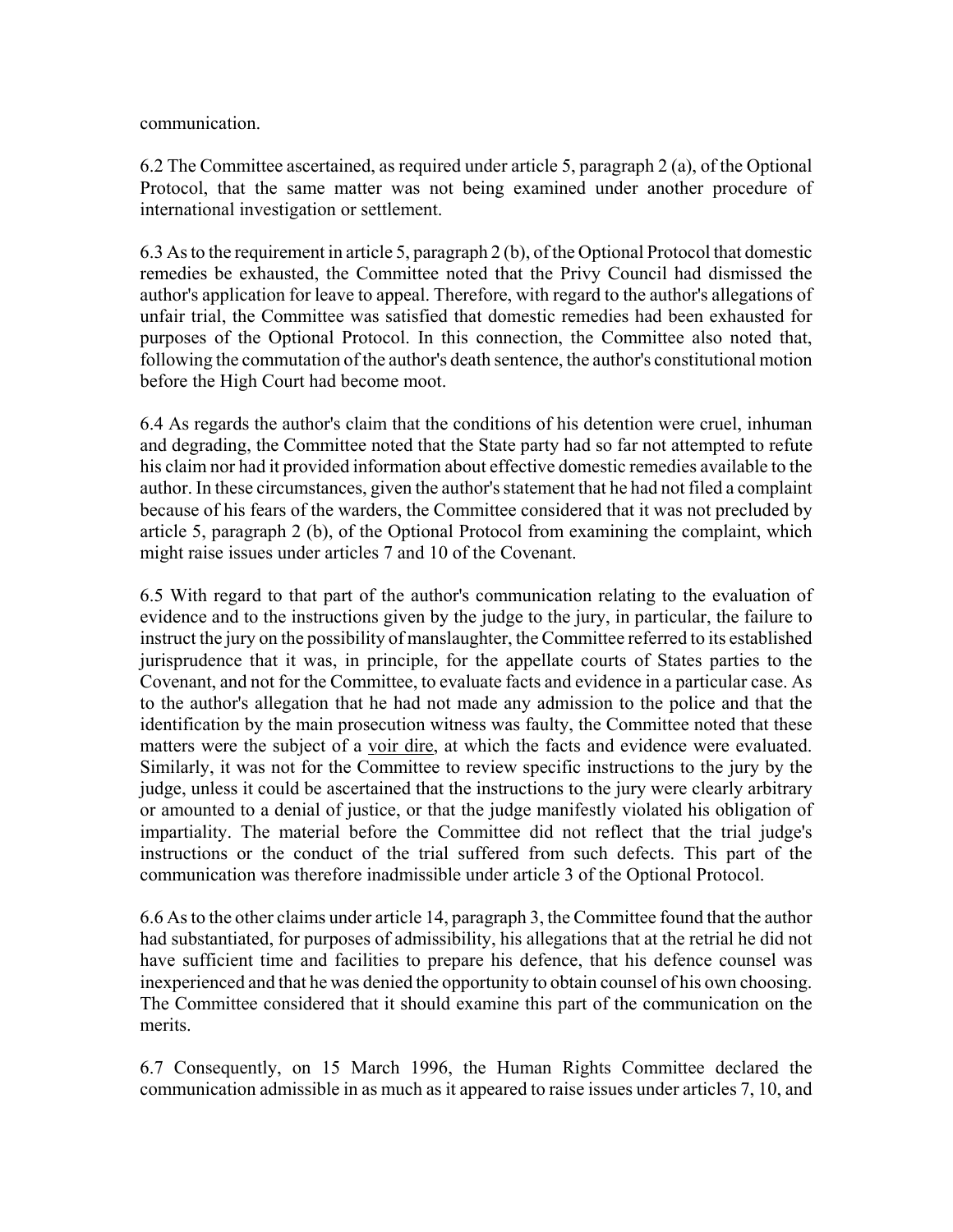communication.

6.2 The Committee ascertained, as required under article 5, paragraph 2 (a), of the Optional Protocol, that the same matter was not being examined under another procedure of international investigation or settlement.

6.3 As to the requirement in article 5, paragraph 2 (b), of the Optional Protocol that domestic remedies be exhausted, the Committee noted that the Privy Council had dismissed the author's application for leave to appeal. Therefore, with regard to the author's allegations of unfair trial, the Committee was satisfied that domestic remedies had been exhausted for purposes of the Optional Protocol. In this connection, the Committee also noted that, following the commutation of the author's death sentence, the author's constitutional motion before the High Court had become moot.

6.4 As regards the author's claim that the conditions of his detention were cruel, inhuman and degrading, the Committee noted that the State party had so far not attempted to refute his claim nor had it provided information about effective domestic remedies available to the author. In these circumstances, given the author's statement that he had not filed a complaint because of his fears of the warders, the Committee considered that it was not precluded by article 5, paragraph 2 (b), of the Optional Protocol from examining the complaint, which might raise issues under articles 7 and 10 of the Covenant.

6.5 With regard to that part of the author's communication relating to the evaluation of evidence and to the instructions given by the judge to the jury, in particular, the failure to instruct the jury on the possibility of manslaughter, the Committee referred to its established jurisprudence that it was, in principle, for the appellate courts of States parties to the Covenant, and not for the Committee, to evaluate facts and evidence in a particular case. As to the author's allegation that he had not made any admission to the police and that the identification by the main prosecution witness was faulty, the Committee noted that these matters were the subject of a voir dire, at which the facts and evidence were evaluated. Similarly, it was not for the Committee to review specific instructions to the jury by the judge, unless it could be ascertained that the instructions to the jury were clearly arbitrary or amounted to a denial of justice, or that the judge manifestly violated his obligation of impartiality. The material before the Committee did not reflect that the trial judge's instructions or the conduct of the trial suffered from such defects. This part of the communication was therefore inadmissible under article 3 of the Optional Protocol.

6.6 As to the other claims under article 14, paragraph 3, the Committee found that the author had substantiated, for purposes of admissibility, his allegations that at the retrial he did not have sufficient time and facilities to prepare his defence, that his defence counsel was inexperienced and that he was denied the opportunity to obtain counsel of his own choosing. The Committee considered that it should examine this part of the communication on the merits.

6.7 Consequently, on 15 March 1996, the Human Rights Committee declared the communication admissible in as much as it appeared to raise issues under articles 7, 10, and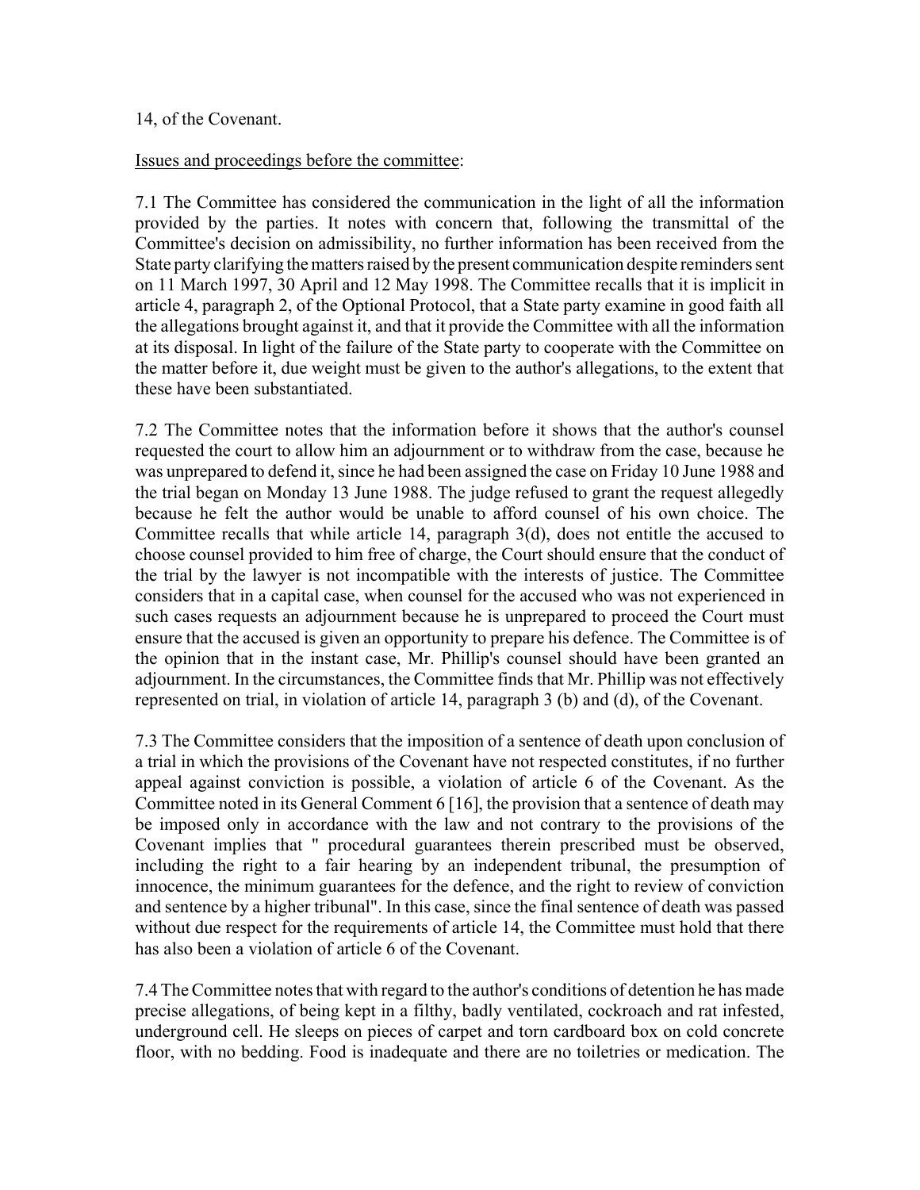14, of the Covenant.

Issues and proceedings before the committee:

7.1 The Committee has considered the communication in the light of all the information provided by the parties. It notes with concern that, following the transmittal of the Committee's decision on admissibility, no further information has been received from the State party clarifying the matters raised by the present communication despite reminders sent on 11 March 1997, 30 April and 12 May 1998. The Committee recalls that it is implicit in article 4, paragraph 2, of the Optional Protocol, that a State party examine in good faith all the allegations brought against it, and that it provide the Committee with all the information at its disposal. In light of the failure of the State party to cooperate with the Committee on the matter before it, due weight must be given to the author's allegations, to the extent that these have been substantiated.

7.2 The Committee notes that the information before it shows that the author's counsel requested the court to allow him an adjournment or to withdraw from the case, because he was unprepared to defend it, since he had been assigned the case on Friday 10 June 1988 and the trial began on Monday 13 June 1988. The judge refused to grant the request allegedly because he felt the author would be unable to afford counsel of his own choice. The Committee recalls that while article 14, paragraph 3(d), does not entitle the accused to choose counsel provided to him free of charge, the Court should ensure that the conduct of the trial by the lawyer is not incompatible with the interests of justice. The Committee considers that in a capital case, when counsel for the accused who was not experienced in such cases requests an adjournment because he is unprepared to proceed the Court must ensure that the accused is given an opportunity to prepare his defence. The Committee is of the opinion that in the instant case, Mr. Phillip's counsel should have been granted an adjournment. In the circumstances, the Committee finds that Mr. Phillip was not effectively represented on trial, in violation of article 14, paragraph 3 (b) and (d), of the Covenant.

7.3 The Committee considers that the imposition of a sentence of death upon conclusion of a trial in which the provisions of the Covenant have not respected constitutes, if no further appeal against conviction is possible, a violation of article 6 of the Covenant. As the Committee noted in its General Comment 6 [16], the provision that a sentence of death may be imposed only in accordance with the law and not contrary to the provisions of the Covenant implies that " procedural guarantees therein prescribed must be observed, including the right to a fair hearing by an independent tribunal, the presumption of innocence, the minimum guarantees for the defence, and the right to review of conviction and sentence by a higher tribunal". In this case, since the final sentence of death was passed without due respect for the requirements of article 14, the Committee must hold that there has also been a violation of article 6 of the Covenant.

7.4 The Committee notes that with regard to the author's conditions of detention he has made precise allegations, of being kept in a filthy, badly ventilated, cockroach and rat infested, underground cell. He sleeps on pieces of carpet and torn cardboard box on cold concrete floor, with no bedding. Food is inadequate and there are no toiletries or medication. The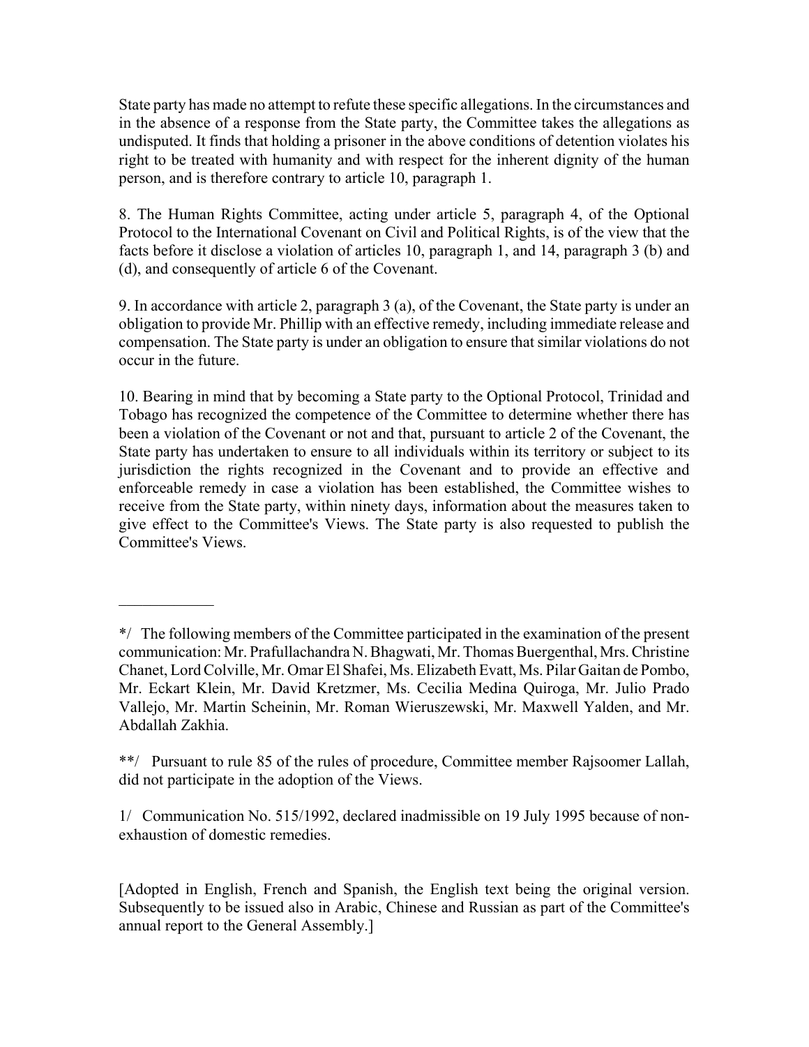State party has made no attempt to refute these specific allegations. In the circumstances and in the absence of a response from the State party, the Committee takes the allegations as undisputed. It finds that holding a prisoner in the above conditions of detention violates his right to be treated with humanity and with respect for the inherent dignity of the human person, and is therefore contrary to article 10, paragraph 1.

8. The Human Rights Committee, acting under article 5, paragraph 4, of the Optional Protocol to the International Covenant on Civil and Political Rights, is of the view that the facts before it disclose a violation of articles 10, paragraph 1, and 14, paragraph 3 (b) and (d), and consequently of article 6 of the Covenant.

9. In accordance with article 2, paragraph 3 (a), of the Covenant, the State party is under an obligation to provide Mr. Phillip with an effective remedy, including immediate release and compensation. The State party is under an obligation to ensure that similar violations do not occur in the future.

10. Bearing in mind that by becoming a State party to the Optional Protocol, Trinidad and Tobago has recognized the competence of the Committee to determine whether there has been a violation of the Covenant or not and that, pursuant to article 2 of the Covenant, the State party has undertaken to ensure to all individuals within its territory or subject to its jurisdiction the rights recognized in the Covenant and to provide an effective and enforceable remedy in case a violation has been established, the Committee wishes to receive from the State party, within ninety days, information about the measures taken to give effect to the Committee's Views. The State party is also requested to publish the Committee's Views.

___________

*/ The following members of the Committee participated in the examination of the present communication: Mr. Prafullachandra N. Bhagwati, Mr. Thomas Buergenthal, Mrs. Christine Chanet, Lord Colville, Mr. Omar El Shafei, Ms. Elizabeth Evatt, Ms. Pilar Gaitan de Pombo, Mr. Eckart Klein, Mr. David Kretzmer, Ms. Cecilia Medina Quiroga, Mr. Julio Prado Vallejo, Mr. Martin Scheinin, Mr. Roman Wieruszewski, Mr. Maxwell Yalden, and Mr. Abdallah Zakhia.

**/ Pursuant to rule 85 of the rules of procedure, Committee member Rajsoomer Lallah, did not participate in the adoption of the Views.

1/ Communication No. 515/1992, declared inadmissible on 19 July 1995 because of non-exhaustion of domestic remedies.

[Adopted in English, French and Spanish, the English text being the original version. Subsequently to be issued also in Arabic, Chinese and Russian as part of the Committee's annual report to the General Assembly.]